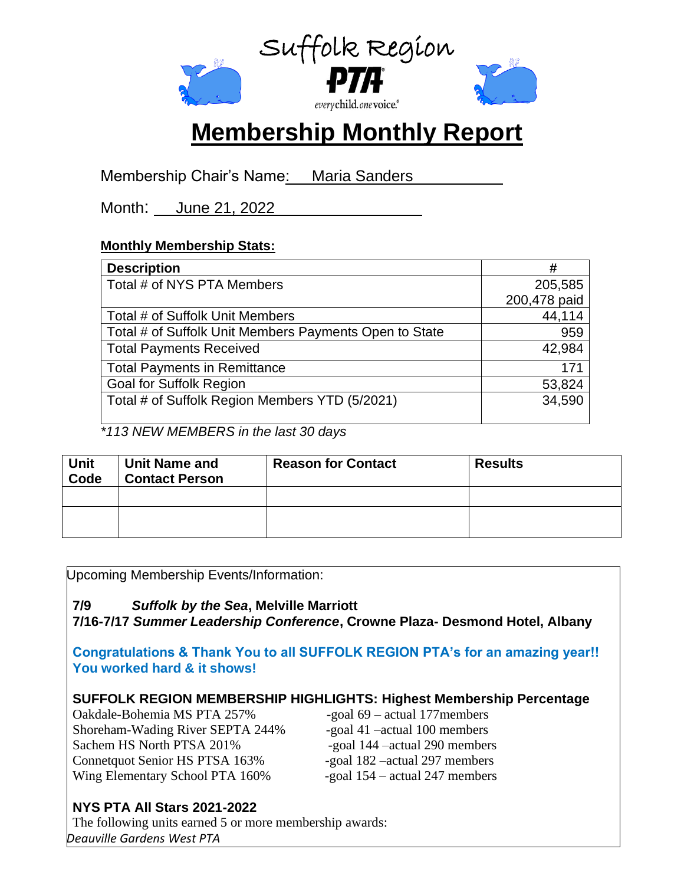Suffolk Region

PTA

everychild.onevoice.

# Membership Monthly Report

Membership Chair's Name: Maria Sanders

Month: June 21, 2022

**Monthly Membership Stats:**

| Description | # |
| --- | --- |
| Total # of NYS PTA Members | 205,585<br>200,478 paid |
| Total # of Suffolk Unit Members | 44,114 |
| Total # of Suffolk Unit Members Payments Open to State | 959 |
| Total Payments Received | 42,984 |
| Total Payments in Remittance | 171 |
| Goal for Suffolk Region | 53,824 |
| Total # of Suffolk Region Members YTD (5/2021) | 34,590 |

*\*113 NEW MEMBERS in the last 30 days*

| Unit Code | Unit Name and Contact Person | Reason for Contact | Results |
| --- | --- | --- | --- |
| | | | |
| | | | |

Upcoming Membership Events/Information:

**7/9 *Suffolk by the Sea*, Melville Marriott**
**7/16-7/17 *Summer Leadership Conference*, Crowne Plaza- Desmond Hotel, Albany**

**Congratulations & Thank You to all SUFFOLK REGION PTA's for an amazing year!! You worked hard & it shows!**

**SUFFOLK REGION MEMBERSHIP HIGHLIGHTS: Highest Membership Percentage**

Oakdale-Bohemia MS PTA 257% -goal 69 – actual 177members
Shoreham-Wading River SEPTA 244% -goal 41 –actual 100 members
Sachem HS North PTSA 201% -goal 144 –actual 290 members
Connetquot Senior HS PTSA 163% -goal 182 –actual 297 members
Wing Elementary School PTA 160% -goal 154 – actual 247 members

**NYS PTA All Stars 2021-2022**

The following units earned 5 or more membership awards:

*Deauville Gardens West PTA*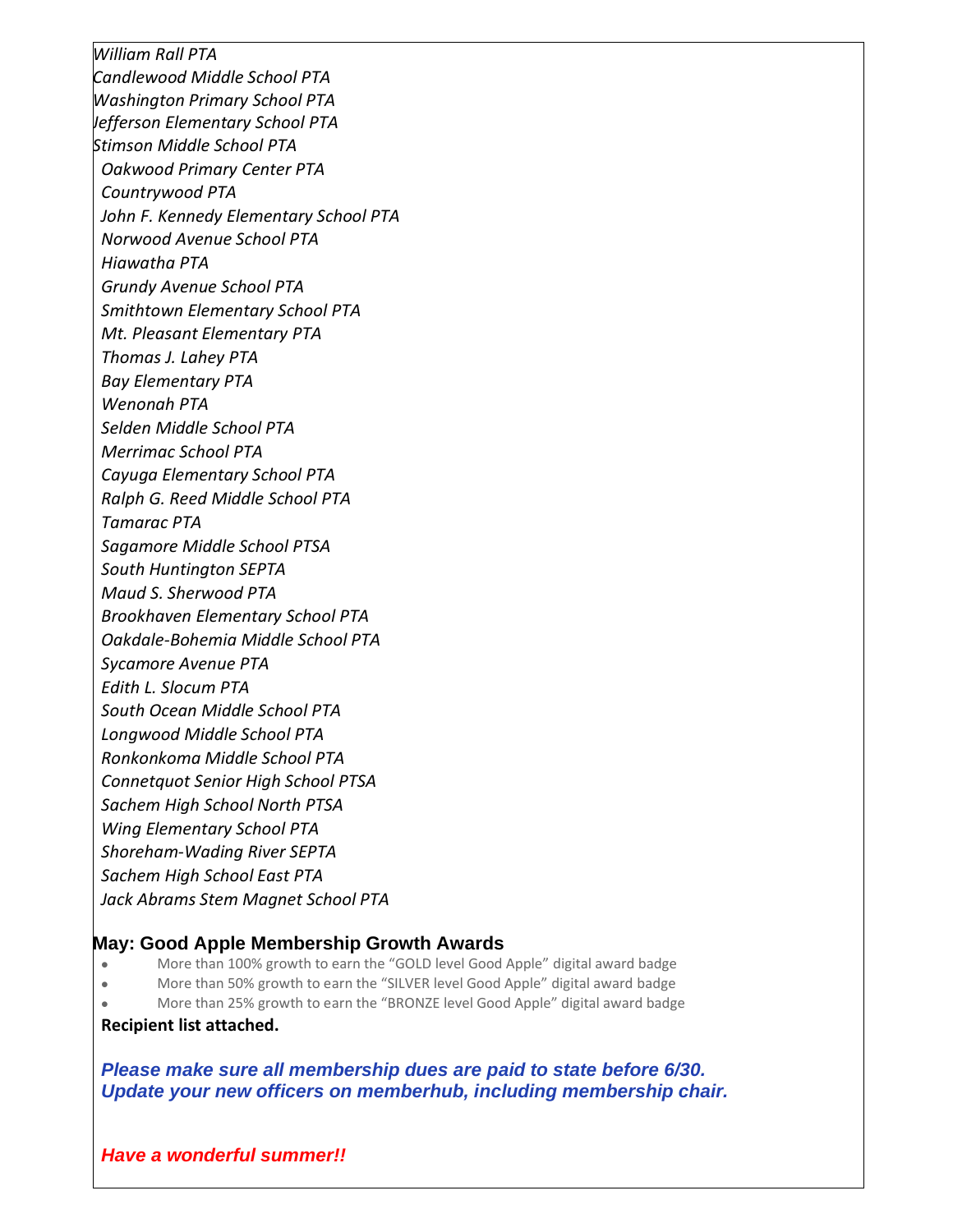*William Rall PTA*
*Candlewood Middle School PTA*
*Washington Primary School PTA*
*Jefferson Elementary School PTA*
*Stimson Middle School PTA*
*Oakwood Primary Center PTA*
*Countrywood PTA*
*John F. Kennedy Elementary School PTA*
*Norwood Avenue School PTA*
*Hiawatha PTA*
*Grundy Avenue School PTA*
*Smithtown Elementary School PTA*
*Mt. Pleasant Elementary PTA*
*Thomas J. Lahey PTA*
*Bay Elementary PTA*
*Wenonah PTA*
*Selden Middle School PTA*
*Merrimac School PTA*
*Cayuga Elementary School PTA*
*Ralph G. Reed Middle School PTA*
*Tamarac PTA*
*Sagamore Middle School PTSA*
*South Huntington SEPTA*
*Maud S. Sherwood PTA*
*Brookhaven Elementary School PTA*
*Oakdale-Bohemia Middle School PTA*
*Sycamore Avenue PTA*
*Edith L. Slocum PTA*
*South Ocean Middle School PTA*
*Longwood Middle School PTA*
*Ronkonkoma Middle School PTA*
*Connetquot Senior High School PTSA*
*Sachem High School North PTSA*
*Wing Elementary School PTA*
*Shoreham-Wading River SEPTA*
*Sachem High School East PTA*
*Jack Abrams Stem Magnet School PTA*

## May: Good Apple Membership Growth Awards

- More than 100% growth to earn the "GOLD level Good Apple" digital award badge
- More than 50% growth to earn the "SILVER level Good Apple" digital award badge
- More than 25% growth to earn the "BRONZE level Good Apple" digital award badge

**Recipient list attached.**

***Please make sure all membership dues are paid to state before 6/30.***
***Update your new officers on memberhub, including membership chair.***

***Have a wonderful summer!!***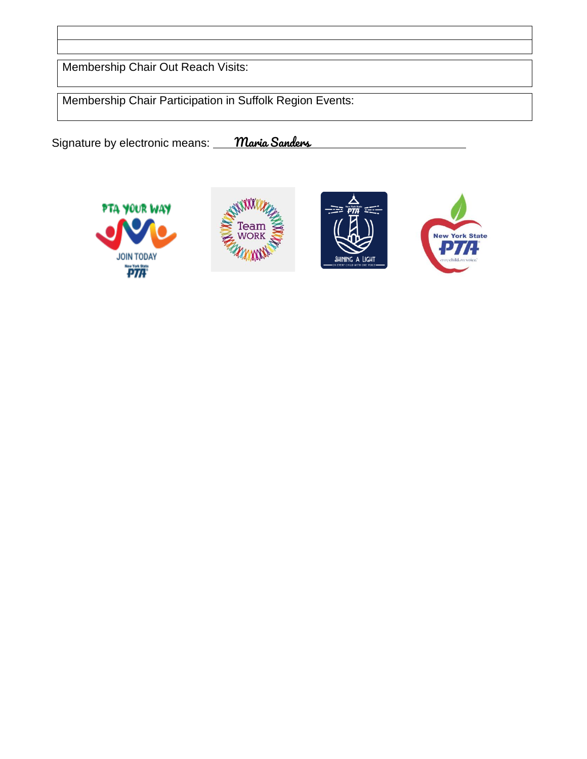| |
|---|
| |

| |
|---|
| Membership Chair Out Reach Visits: |

| |
|---|
| Membership Chair Participation in Suffolk Region Events: |

Signature by electronic means: Maria Sanders